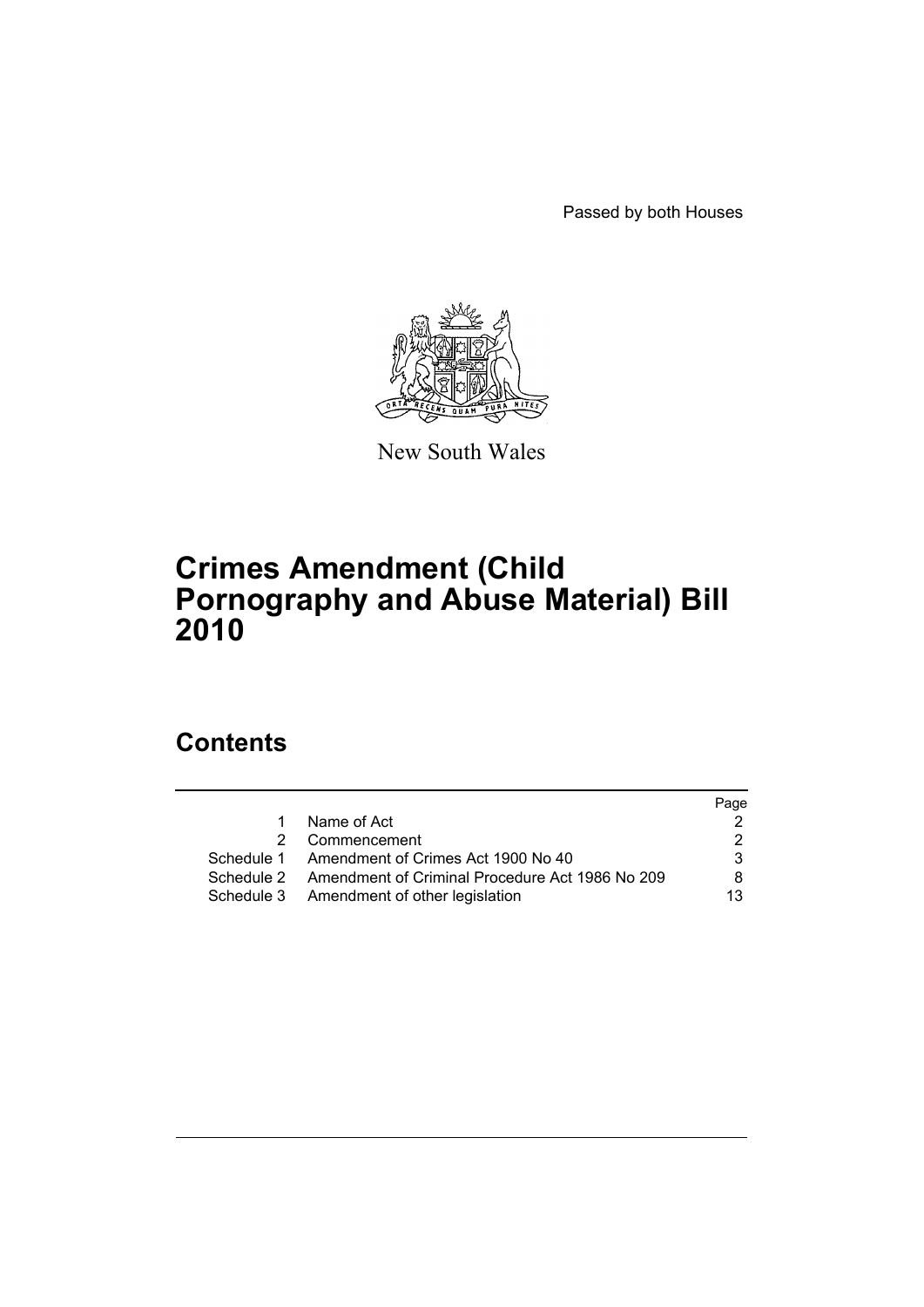Passed by both Houses

New South Wales

# Crimes Amendment (Child Pornography and Abuse Material) Bill 2010

## Contents

| | | Page |
|---|---|---|
| 1 | Name of Act | 2 |
| 2 | Commencement | 2 |
| Schedule 1 | Amendment of Crimes Act 1900 No 40 | 3 |
| Schedule 2 | Amendment of Criminal Procedure Act 1986 No 209 | 8 |
| Schedule 3 | Amendment of other legislation | 13 |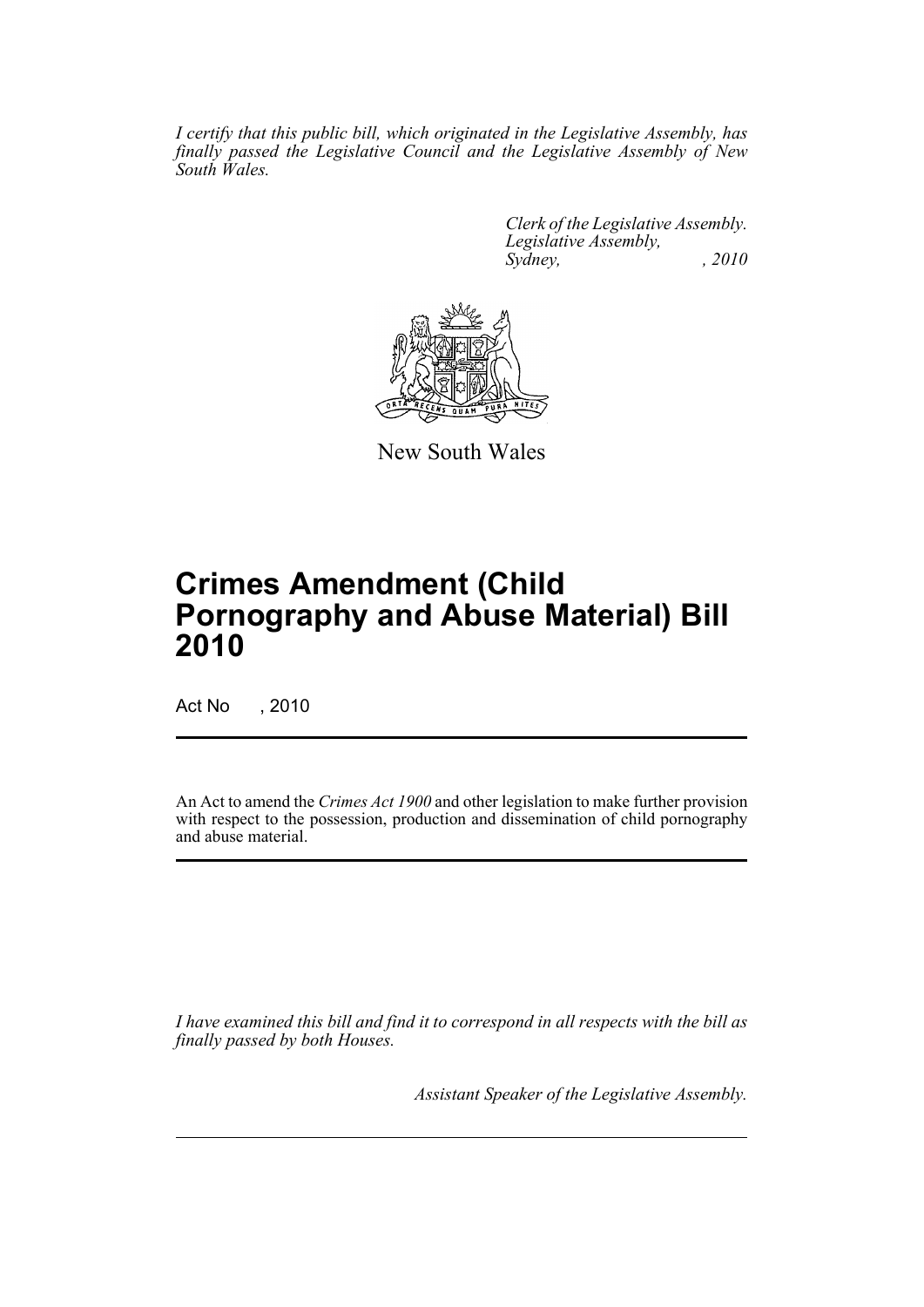*I certify that this public bill, which originated in the Legislative Assembly, has finally passed the Legislative Council and the Legislative Assembly of New South Wales.*

*Clerk of the Legislative Assembly.*
*Legislative Assembly,*
*Sydney, , 2010*

New South Wales

# Crimes Amendment (Child Pornography and Abuse Material) Bill 2010

Act No , 2010

An Act to amend the *Crimes Act 1900* and other legislation to make further provision with respect to the possession, production and dissemination of child pornography and abuse material.

*I have examined this bill and find it to correspond in all respects with the bill as finally passed by both Houses.*

*Assistant Speaker of the Legislative Assembly.*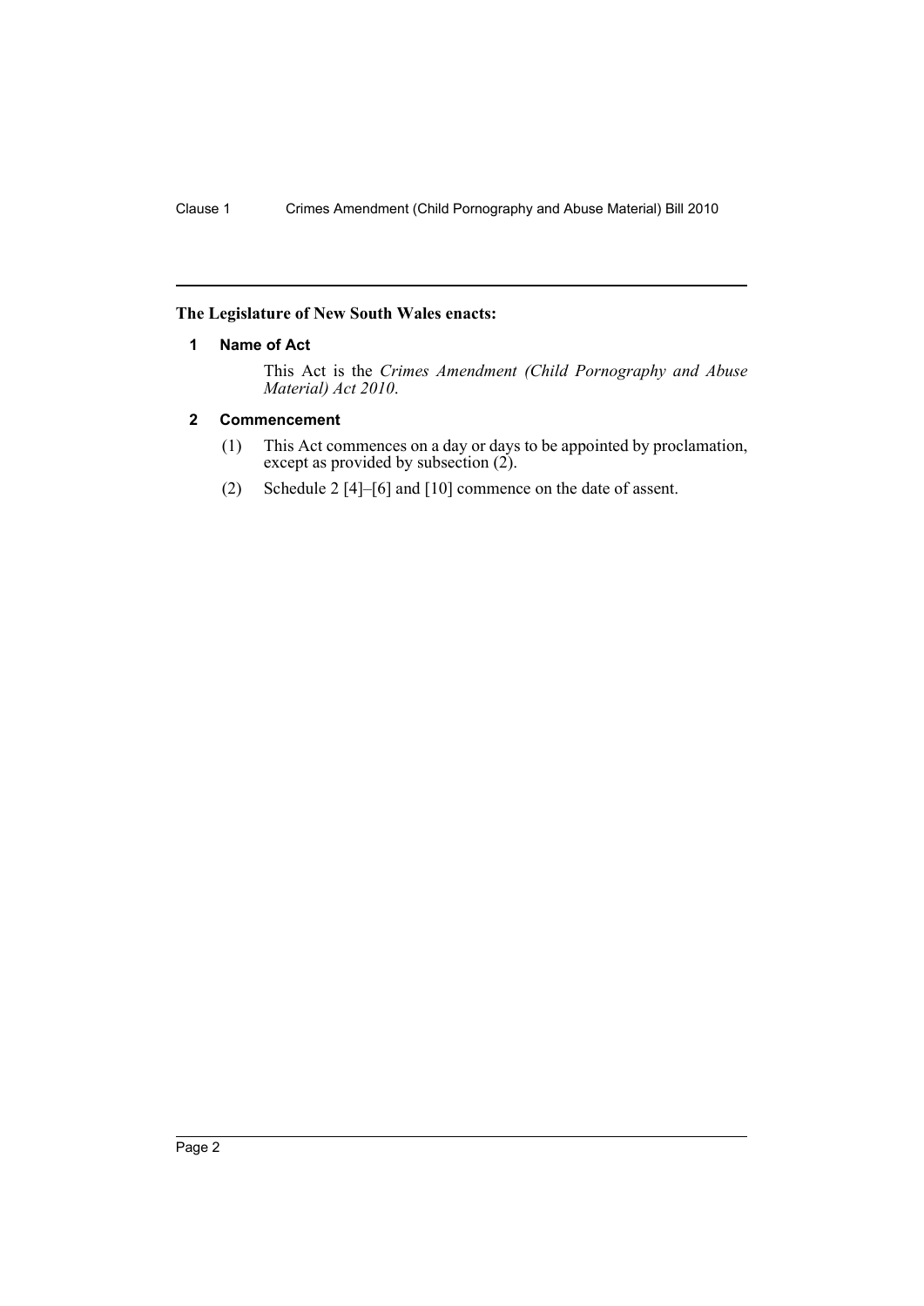**The Legislature of New South Wales enacts:**

## 1 Name of Act

This Act is the *Crimes Amendment (Child Pornography and Abuse Material) Act 2010*.

## 2 Commencement

(1) This Act commences on a day or days to be appointed by proclamation, except as provided by subsection (2).

(2) Schedule 2 [4]–[6] and [10] commence on the date of assent.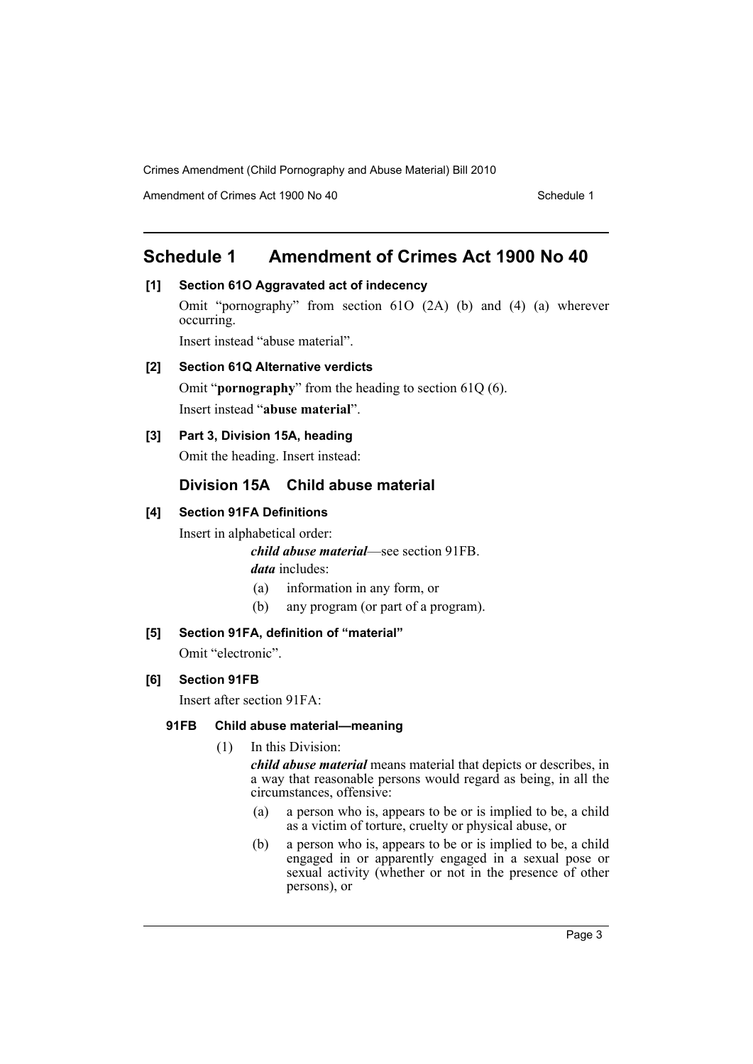# Schedule 1 Amendment of Crimes Act 1900 No 40

**[1] Section 61O Aggravated act of indecency**

Omit "pornography" from section 61O (2A) (b) and (4) (a) wherever occurring.

Insert instead "abuse material".

**[2] Section 61Q Alternative verdicts**

Omit "**pornography**" from the heading to section 61Q (6).

Insert instead "**abuse material**".

**[3] Part 3, Division 15A, heading**

Omit the heading. Insert instead:

## Division 15A Child abuse material

**[4] Section 91FA Definitions**

Insert in alphabetical order:

> ***child abuse material***—see section 91FB.
>
> ***data*** includes:
>
> (a) information in any form, or
>
> (b) any program (or part of a program).

**[5] Section 91FA, definition of "material"**

Omit "electronic".

**[6] Section 91FB**

Insert after section 91FA:

### 91FB Child abuse material—meaning

(1) In this Division:

***child abuse material*** means material that depicts or describes, in a way that reasonable persons would regard as being, in all the circumstances, offensive:

(a) a person who is, appears to be or is implied to be, a child as a victim of torture, cruelty or physical abuse, or

(b) a person who is, appears to be or is implied to be, a child engaged in or apparently engaged in a sexual pose or sexual activity (whether or not in the presence of other persons), or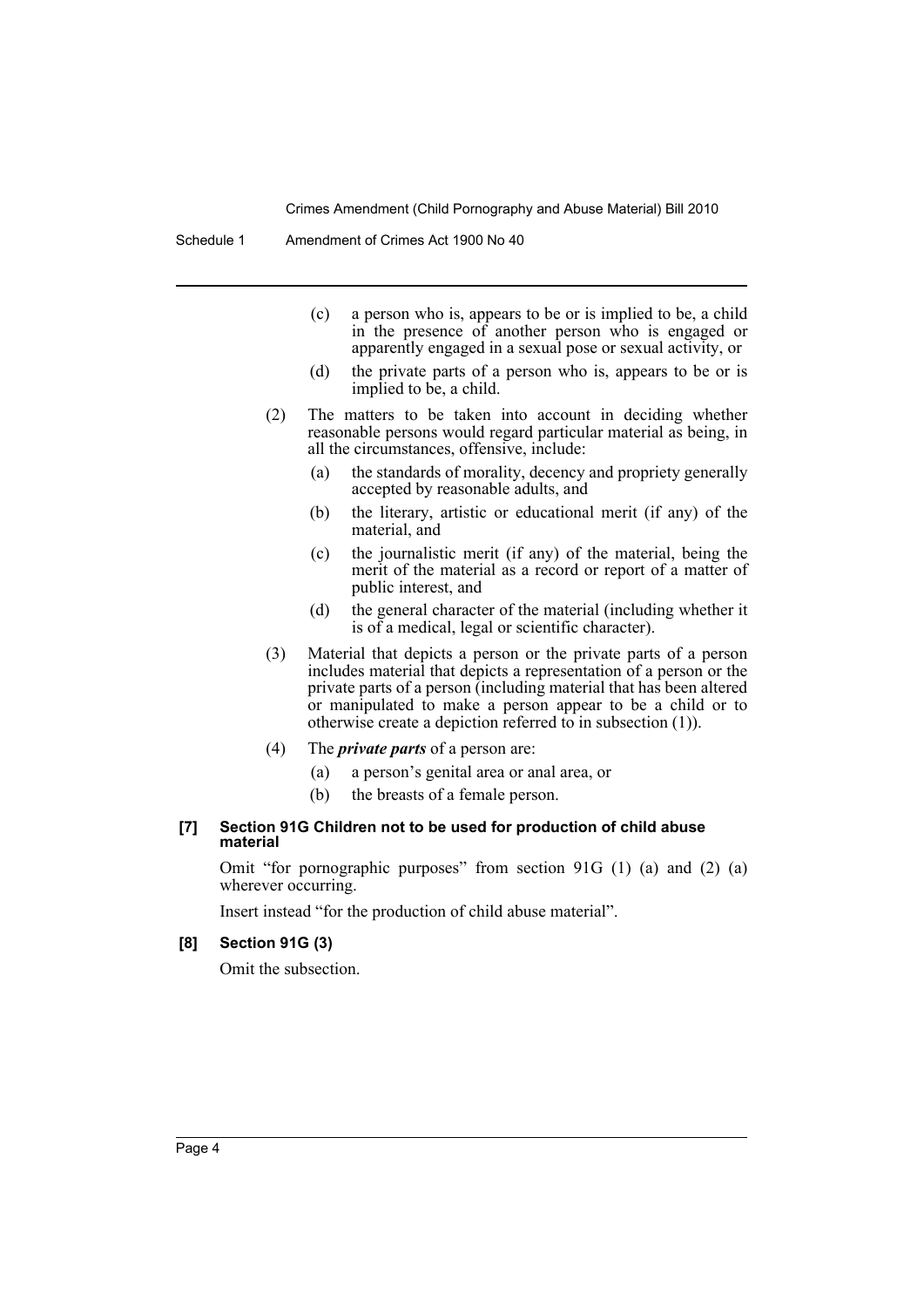(c) a person who is, appears to be or is implied to be, a child in the presence of another person who is engaged or apparently engaged in a sexual pose or sexual activity, or

(d) the private parts of a person who is, appears to be or is implied to be, a child.

(2) The matters to be taken into account in deciding whether reasonable persons would regard particular material as being, in all the circumstances, offensive, include:

(a) the standards of morality, decency and propriety generally accepted by reasonable adults, and

(b) the literary, artistic or educational merit (if any) of the material, and

(c) the journalistic merit (if any) of the material, being the merit of the material as a record or report of a matter of public interest, and

(d) the general character of the material (including whether it is of a medical, legal or scientific character).

(3) Material that depicts a person or the private parts of a person includes material that depicts a representation of a person or the private parts of a person (including material that has been altered or manipulated to make a person appear to be a child or to otherwise create a depiction referred to in subsection (1)).

(4) The ***private parts*** of a person are:

(a) a person's genital area or anal area, or

(b) the breasts of a female person.

**[7] Section 91G Children not to be used for production of child abuse material**

Omit "for pornographic purposes" from section 91G (1) (a) and (2) (a) wherever occurring.

Insert instead "for the production of child abuse material".

**[8] Section 91G (3)**

Omit the subsection.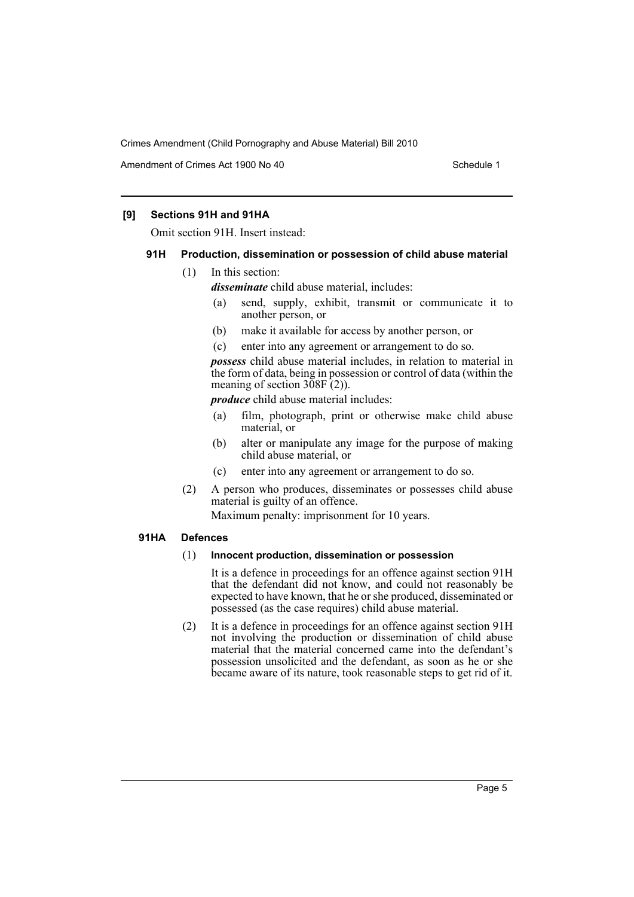**[9] Sections 91H and 91HA**

Omit section 91H. Insert instead:

**91H Production, dissemination or possession of child abuse material**

(1) In this section:

***disseminate*** child abuse material, includes:

(a) send, supply, exhibit, transmit or communicate it to another person, or

(b) make it available for access by another person, or

(c) enter into any agreement or arrangement to do so.

***possess*** child abuse material includes, in relation to material in the form of data, being in possession or control of data (within the meaning of section 308F (2)).

***produce*** child abuse material includes:

(a) film, photograph, print or otherwise make child abuse material, or

(b) alter or manipulate any image for the purpose of making child abuse material, or

(c) enter into any agreement or arrangement to do so.

(2) A person who produces, disseminates or possesses child abuse material is guilty of an offence.

Maximum penalty: imprisonment for 10 years.

**91HA Defences**

(1) **Innocent production, dissemination or possession**

It is a defence in proceedings for an offence against section 91H that the defendant did not know, and could not reasonably be expected to have known, that he or she produced, disseminated or possessed (as the case requires) child abuse material.

(2) It is a defence in proceedings for an offence against section 91H not involving the production or dissemination of child abuse material that the material concerned came into the defendant's possession unsolicited and the defendant, as soon as he or she became aware of its nature, took reasonable steps to get rid of it.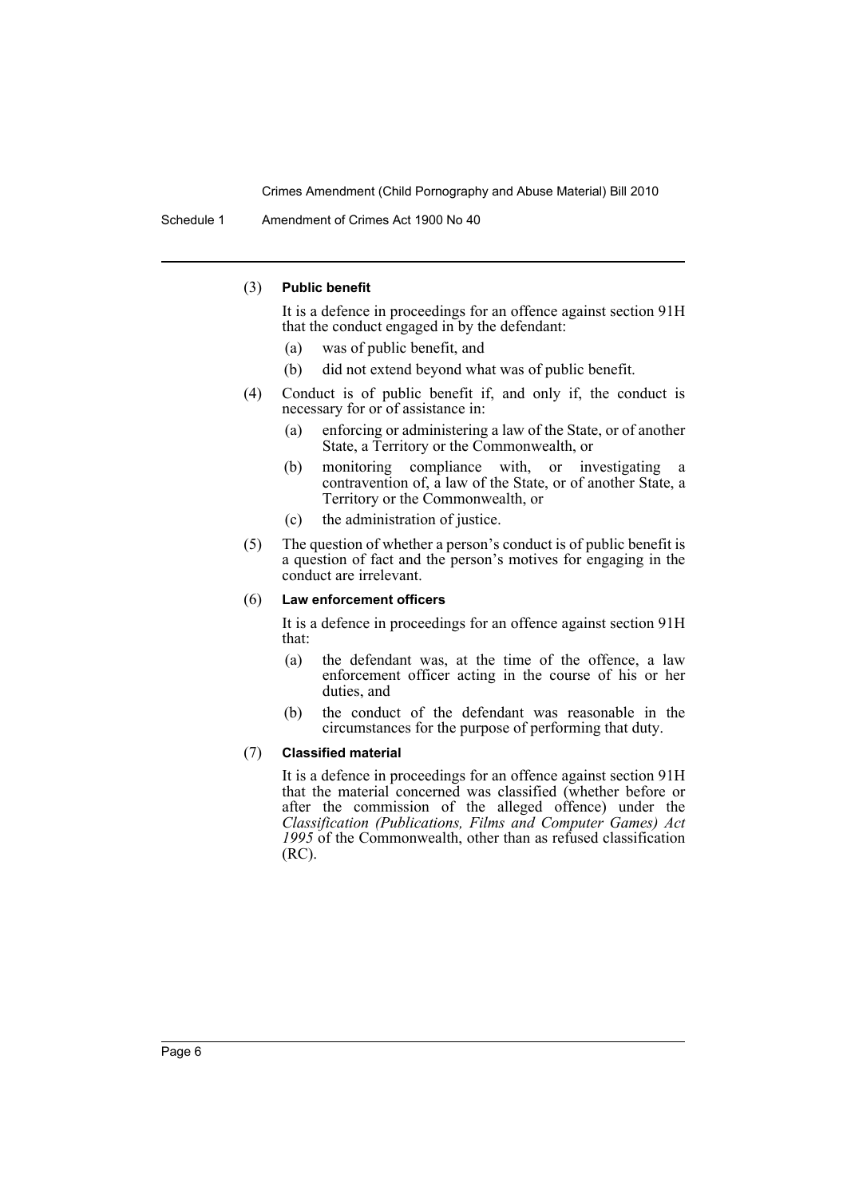(3) **Public benefit**

It is a defence in proceedings for an offence against section 91H that the conduct engaged in by the defendant:

- (a) was of public benefit, and
- (b) did not extend beyond what was of public benefit.

(4) Conduct is of public benefit if, and only if, the conduct is necessary for or of assistance in:

- (a) enforcing or administering a law of the State, or of another State, a Territory or the Commonwealth, or
- (b) monitoring compliance with, or investigating a contravention of, a law of the State, or of another State, a Territory or the Commonwealth, or
- (c) the administration of justice.

(5) The question of whether a person's conduct is of public benefit is a question of fact and the person's motives for engaging in the conduct are irrelevant.

(6) **Law enforcement officers**

It is a defence in proceedings for an offence against section 91H that:

- (a) the defendant was, at the time of the offence, a law enforcement officer acting in the course of his or her duties, and
- (b) the conduct of the defendant was reasonable in the circumstances for the purpose of performing that duty.

(7) **Classified material**

It is a defence in proceedings for an offence against section 91H that the material concerned was classified (whether before or after the commission of the alleged offence) under the *Classification (Publications, Films and Computer Games) Act 1995* of the Commonwealth, other than as refused classification (RC).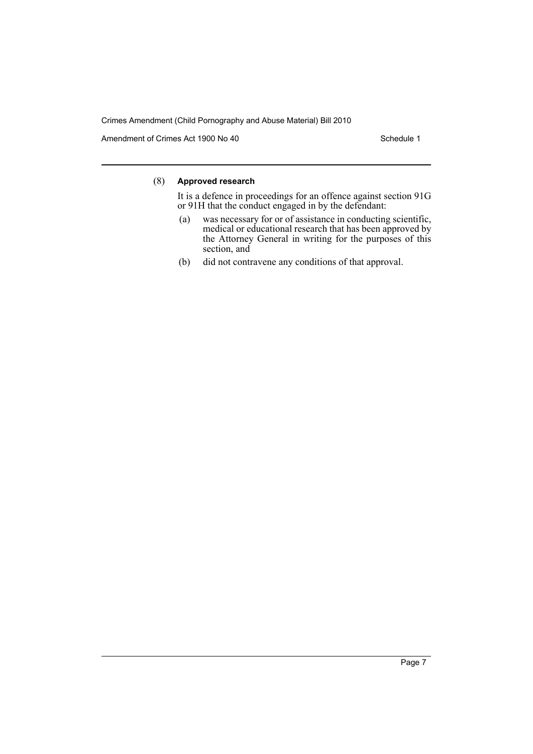(8) **Approved research**

It is a defence in proceedings for an offence against section 91G or 91H that the conduct engaged in by the defendant:

(a) was necessary for or of assistance in conducting scientific, medical or educational research that has been approved by the Attorney General in writing for the purposes of this section, and

(b) did not contravene any conditions of that approval.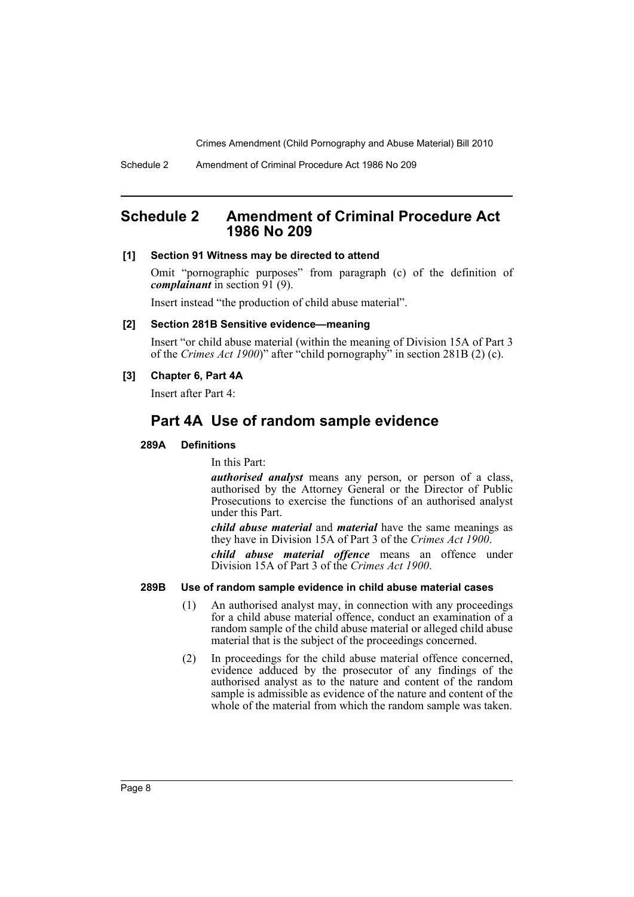## Schedule 2 Amendment of Criminal Procedure Act 1986 No 209

**[1] Section 91 Witness may be directed to attend**

Omit "pornographic purposes" from paragraph (c) of the definition of ***complainant*** in section 91 (9).

Insert instead "the production of child abuse material".

**[2] Section 281B Sensitive evidence—meaning**

Insert "or child abuse material (within the meaning of Division 15A of Part 3 of the *Crimes Act 1900*)" after "child pornography" in section 281B (2) (c).

**[3] Chapter 6, Part 4A**

Insert after Part 4:

### Part 4A Use of random sample evidence

**289A Definitions**

In this Part:

***authorised analyst*** means any person, or person of a class, authorised by the Attorney General or the Director of Public Prosecutions to exercise the functions of an authorised analyst under this Part.

***child abuse material*** and ***material*** have the same meanings as they have in Division 15A of Part 3 of the *Crimes Act 1900*.

***child abuse material offence*** means an offence under Division 15A of Part 3 of the *Crimes Act 1900*.

**289B Use of random sample evidence in child abuse material cases**

(1) An authorised analyst may, in connection with any proceedings for a child abuse material offence, conduct an examination of a random sample of the child abuse material or alleged child abuse material that is the subject of the proceedings concerned.

(2) In proceedings for the child abuse material offence concerned, evidence adduced by the prosecutor of any findings of the authorised analyst as to the nature and content of the random sample is admissible as evidence of the nature and content of the whole of the material from which the random sample was taken.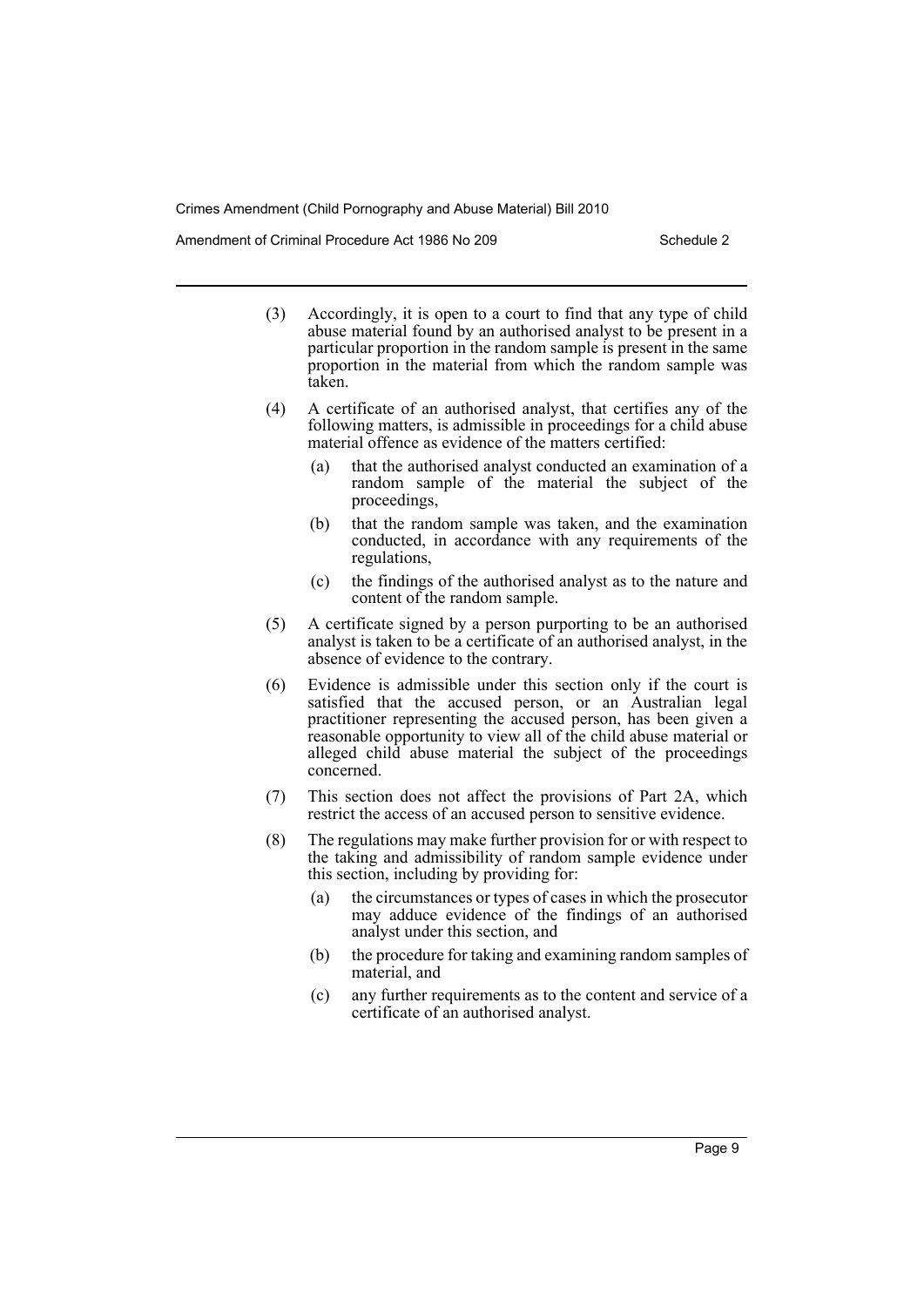(3) Accordingly, it is open to a court to find that any type of child abuse material found by an authorised analyst to be present in a particular proportion in the random sample is present in the same proportion in the material from which the random sample was taken.

(4) A certificate of an authorised analyst, that certifies any of the following matters, is admissible in proceedings for a child abuse material offence as evidence of the matters certified:

(a) that the authorised analyst conducted an examination of a random sample of the material the subject of the proceedings,

(b) that the random sample was taken, and the examination conducted, in accordance with any requirements of the regulations,

(c) the findings of the authorised analyst as to the nature and content of the random sample.

(5) A certificate signed by a person purporting to be an authorised analyst is taken to be a certificate of an authorised analyst, in the absence of evidence to the contrary.

(6) Evidence is admissible under this section only if the court is satisfied that the accused person, or an Australian legal practitioner representing the accused person, has been given a reasonable opportunity to view all of the child abuse material or alleged child abuse material the subject of the proceedings concerned.

(7) This section does not affect the provisions of Part 2A, which restrict the access of an accused person to sensitive evidence.

(8) The regulations may make further provision for or with respect to the taking and admissibility of random sample evidence under this section, including by providing for:

(a) the circumstances or types of cases in which the prosecutor may adduce evidence of the findings of an authorised analyst under this section, and

(b) the procedure for taking and examining random samples of material, and

(c) any further requirements as to the content and service of a certificate of an authorised analyst.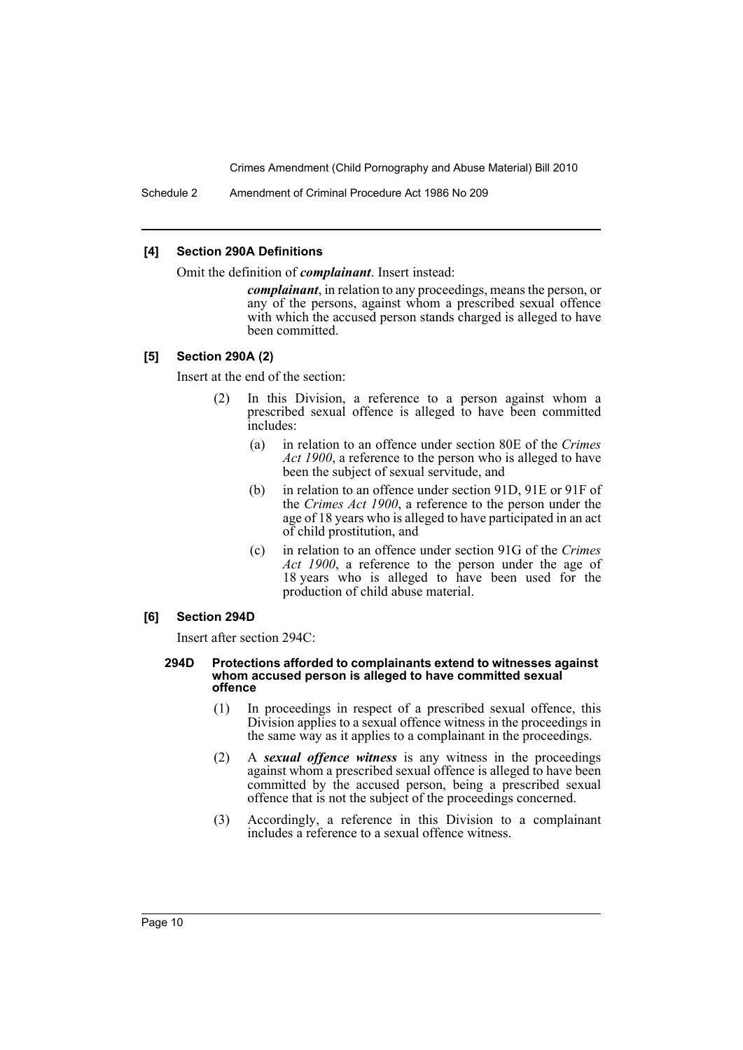#### [4] Section 290A Definitions

Omit the definition of ***complainant***. Insert instead:

> ***complainant***, in relation to any proceedings, means the person, or any of the persons, against whom a prescribed sexual offence with which the accused person stands charged is alleged to have been committed.

#### [5] Section 290A (2)

Insert at the end of the section:

> (2) In this Division, a reference to a person against whom a prescribed sexual offence is alleged to have been committed includes:
>
> (a) in relation to an offence under section 80E of the *Crimes Act 1900*, a reference to the person who is alleged to have been the subject of sexual servitude, and
>
> (b) in relation to an offence under section 91D, 91E or 91F of the *Crimes Act 1900*, a reference to the person under the age of 18 years who is alleged to have participated in an act of child prostitution, and
>
> (c) in relation to an offence under section 91G of the *Crimes Act 1900*, a reference to the person under the age of 18 years who is alleged to have been used for the production of child abuse material.

#### [6] Section 294D

Insert after section 294C:

> **294D Protections afforded to complainants extend to witnesses against whom accused person is alleged to have committed sexual offence**
>
> (1) In proceedings in respect of a prescribed sexual offence, this Division applies to a sexual offence witness in the proceedings in the same way as it applies to a complainant in the proceedings.
>
> (2) A ***sexual offence witness*** is any witness in the proceedings against whom a prescribed sexual offence is alleged to have been committed by the accused person, being a prescribed sexual offence that is not the subject of the proceedings concerned.
>
> (3) Accordingly, a reference in this Division to a complainant includes a reference to a sexual offence witness.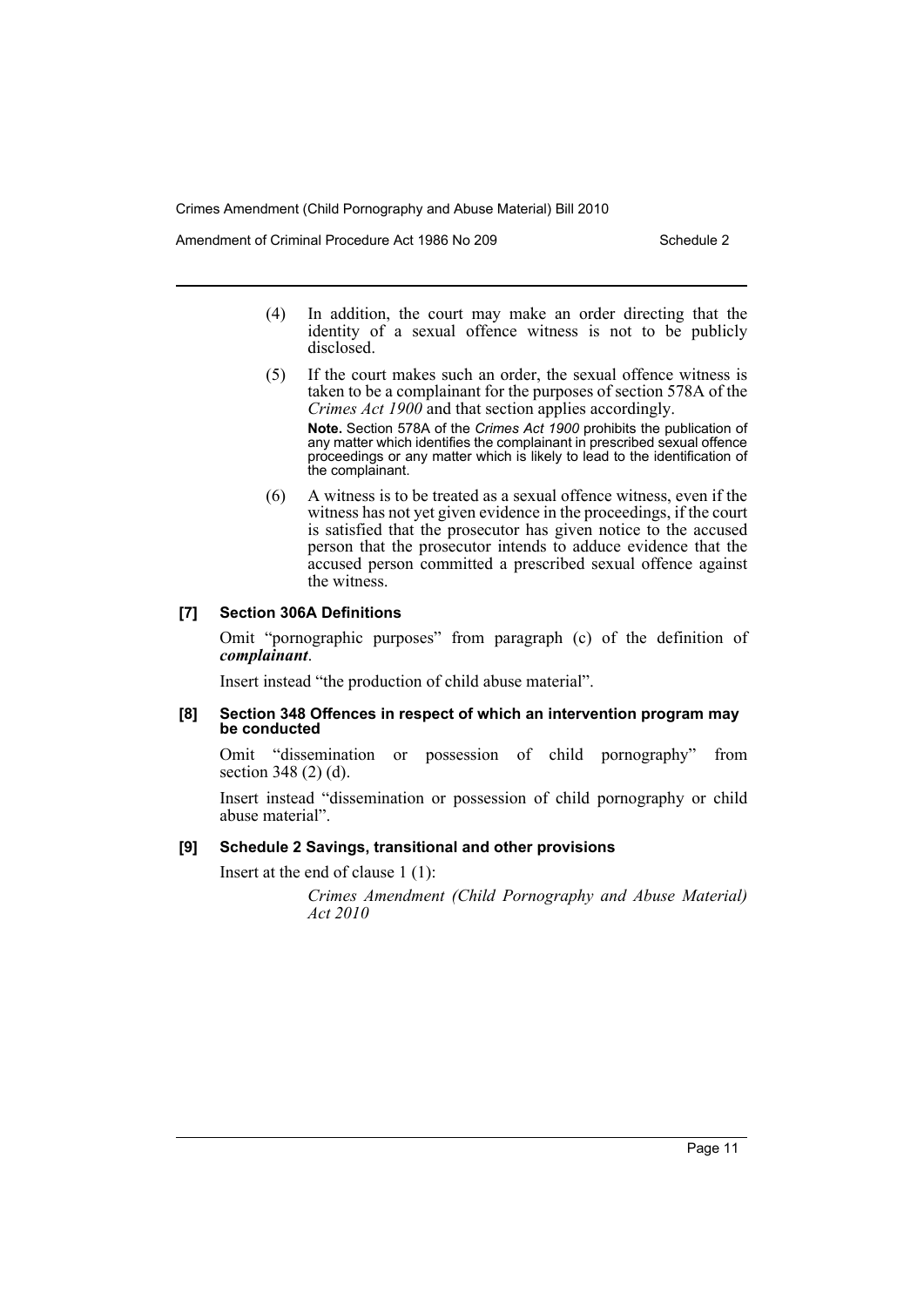(4) In addition, the court may make an order directing that the identity of a sexual offence witness is not to be publicly disclosed.

(5) If the court makes such an order, the sexual offence witness is taken to be a complainant for the purposes of section 578A of the *Crimes Act 1900* and that section applies accordingly.

**Note.** Section 578A of the *Crimes Act 1900* prohibits the publication of any matter which identifies the complainant in prescribed sexual offence proceedings or any matter which is likely to lead to the identification of the complainant.

(6) A witness is to be treated as a sexual offence witness, even if the witness has not yet given evidence in the proceedings, if the court is satisfied that the prosecutor has given notice to the accused person that the prosecutor intends to adduce evidence that the accused person committed a prescribed sexual offence against the witness.

#### [7] Section 306A Definitions

Omit "pornographic purposes" from paragraph (c) of the definition of ***complainant***.

Insert instead "the production of child abuse material".

#### [8] Section 348 Offences in respect of which an intervention program may be conducted

Omit "dissemination or possession of child pornography" from section 348 (2) (d).

Insert instead "dissemination or possession of child pornography or child abuse material".

#### [9] Schedule 2 Savings, transitional and other provisions

Insert at the end of clause 1 (1):

*Crimes Amendment (Child Pornography and Abuse Material) Act 2010*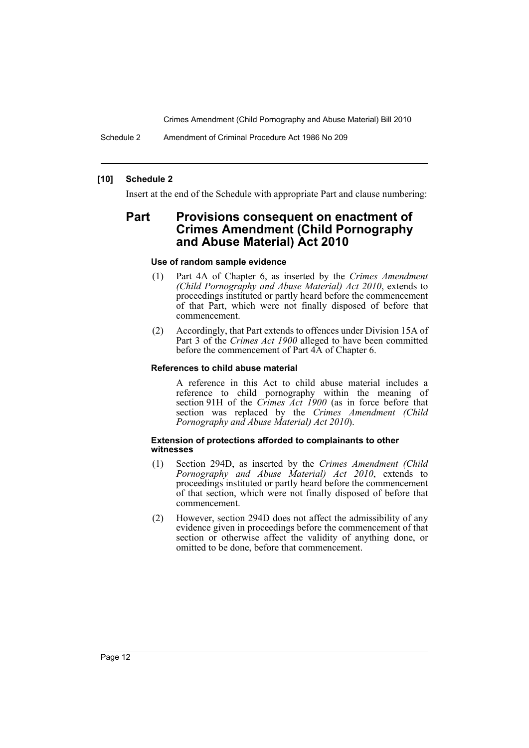### [10] Schedule 2

Insert at the end of the Schedule with appropriate Part and clause numbering:

## Part Provisions consequent on enactment of Crimes Amendment (Child Pornography and Abuse Material) Act 2010

#### Use of random sample evidence

(1) Part 4A of Chapter 6, as inserted by the *Crimes Amendment (Child Pornography and Abuse Material) Act 2010*, extends to proceedings instituted or partly heard before the commencement of that Part, which were not finally disposed of before that commencement.

(2) Accordingly, that Part extends to offences under Division 15A of Part 3 of the *Crimes Act 1900* alleged to have been committed before the commencement of Part 4A of Chapter 6.

#### References to child abuse material

A reference in this Act to child abuse material includes a reference to child pornography within the meaning of section 91H of the *Crimes Act 1900* (as in force before that section was replaced by the *Crimes Amendment (Child Pornography and Abuse Material) Act 2010*).

#### Extension of protections afforded to complainants to other witnesses

(1) Section 294D, as inserted by the *Crimes Amendment (Child Pornography and Abuse Material) Act 2010*, extends to proceedings instituted or partly heard before the commencement of that section, which were not finally disposed of before that commencement.

(2) However, section 294D does not affect the admissibility of any evidence given in proceedings before the commencement of that section or otherwise affect the validity of anything done, or omitted to be done, before that commencement.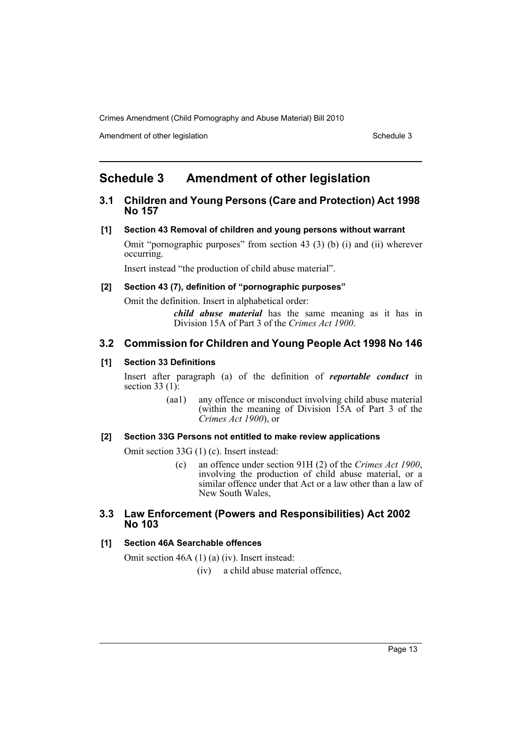# Schedule 3 Amendment of other legislation

## 3.1 Children and Young Persons (Care and Protection) Act 1998 No 157

### [1] Section 43 Removal of children and young persons without warrant

Omit "pornographic purposes" from section 43 (3) (b) (i) and (ii) wherever occurring.

Insert instead "the production of child abuse material".

### [2] Section 43 (7), definition of "pornographic purposes"

Omit the definition. Insert in alphabetical order:

> ***child abuse material*** has the same meaning as it has in Division 15A of Part 3 of the *Crimes Act 1900*.

## 3.2 Commission for Children and Young People Act 1998 No 146

### [1] Section 33 Definitions

Insert after paragraph (a) of the definition of ***reportable conduct*** in section 33 (1):

> (aa1) any offence or misconduct involving child abuse material (within the meaning of Division 15A of Part 3 of the *Crimes Act 1900*), or

### [2] Section 33G Persons not entitled to make review applications

Omit section 33G (1) (c). Insert instead:

> (c) an offence under section 91H (2) of the *Crimes Act 1900*, involving the production of child abuse material, or a similar offence under that Act or a law other than a law of New South Wales,

## 3.3 Law Enforcement (Powers and Responsibilities) Act 2002 No 103

### [1] Section 46A Searchable offences

Omit section 46A (1) (a) (iv). Insert instead:

> (iv) a child abuse material offence,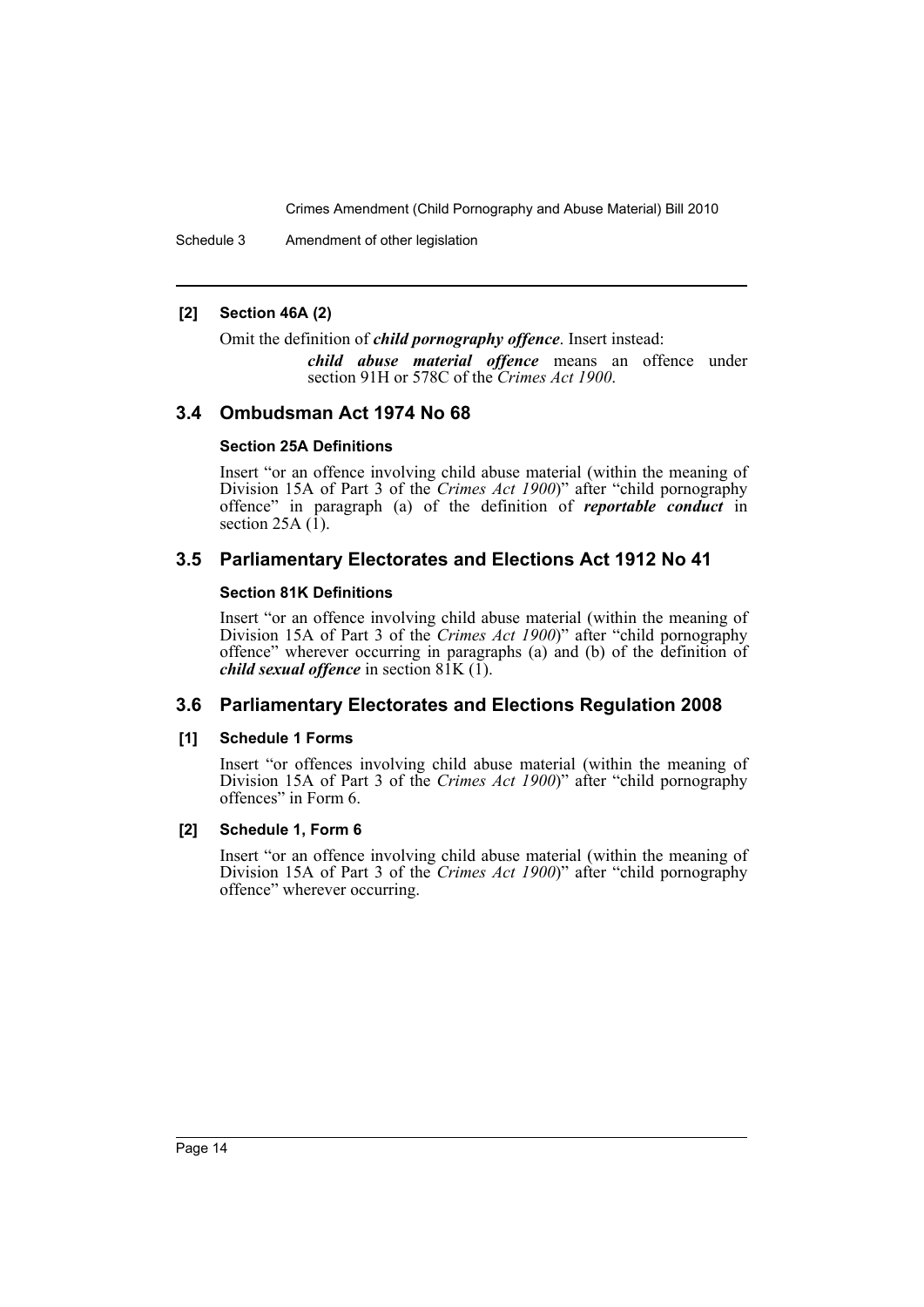**[2] Section 46A (2)**

Omit the definition of ***child pornography offence***. Insert instead:

> ***child abuse material offence*** means an offence under section 91H or 578C of the *Crimes Act 1900*.

## 3.4 Ombudsman Act 1974 No 68

**Section 25A Definitions**

Insert "or an offence involving child abuse material (within the meaning of Division 15A of Part 3 of the *Crimes Act 1900*)" after "child pornography offence" in paragraph (a) of the definition of ***reportable conduct*** in section 25A (1).

## 3.5 Parliamentary Electorates and Elections Act 1912 No 41

**Section 81K Definitions**

Insert "or an offence involving child abuse material (within the meaning of Division 15A of Part 3 of the *Crimes Act 1900*)" after "child pornography offence" wherever occurring in paragraphs (a) and (b) of the definition of ***child sexual offence*** in section 81K (1).

## 3.6 Parliamentary Electorates and Elections Regulation 2008

**[1] Schedule 1 Forms**

Insert "or offences involving child abuse material (within the meaning of Division 15A of Part 3 of the *Crimes Act 1900*)" after "child pornography offences" in Form 6.

**[2] Schedule 1, Form 6**

Insert "or an offence involving child abuse material (within the meaning of Division 15A of Part 3 of the *Crimes Act 1900*)" after "child pornography offence" wherever occurring.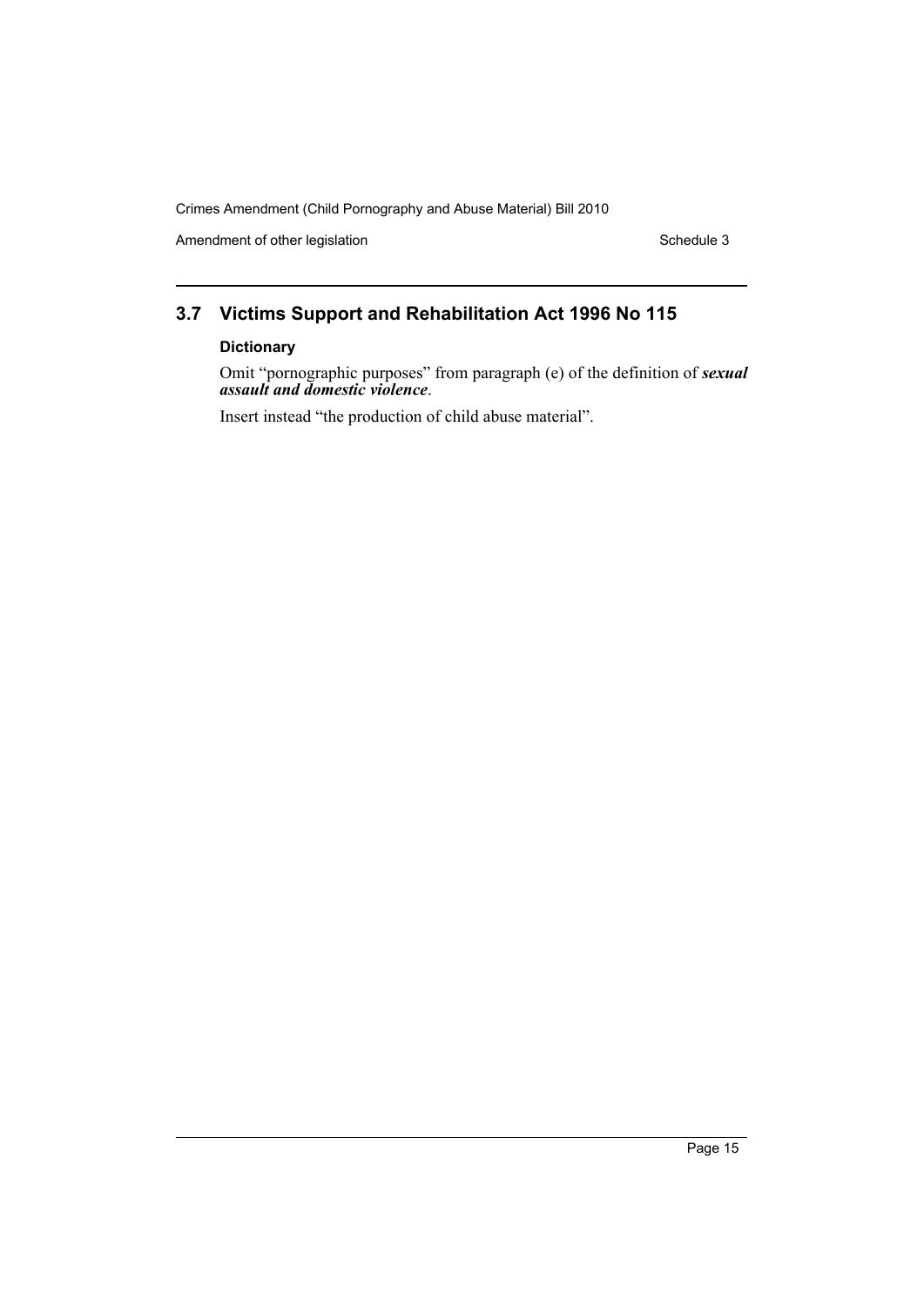## 3.7 Victims Support and Rehabilitation Act 1996 No 115

### Dictionary

Omit "pornographic purposes" from paragraph (e) of the definition of ***sexual assault and domestic violence***.

Insert instead "the production of child abuse material".